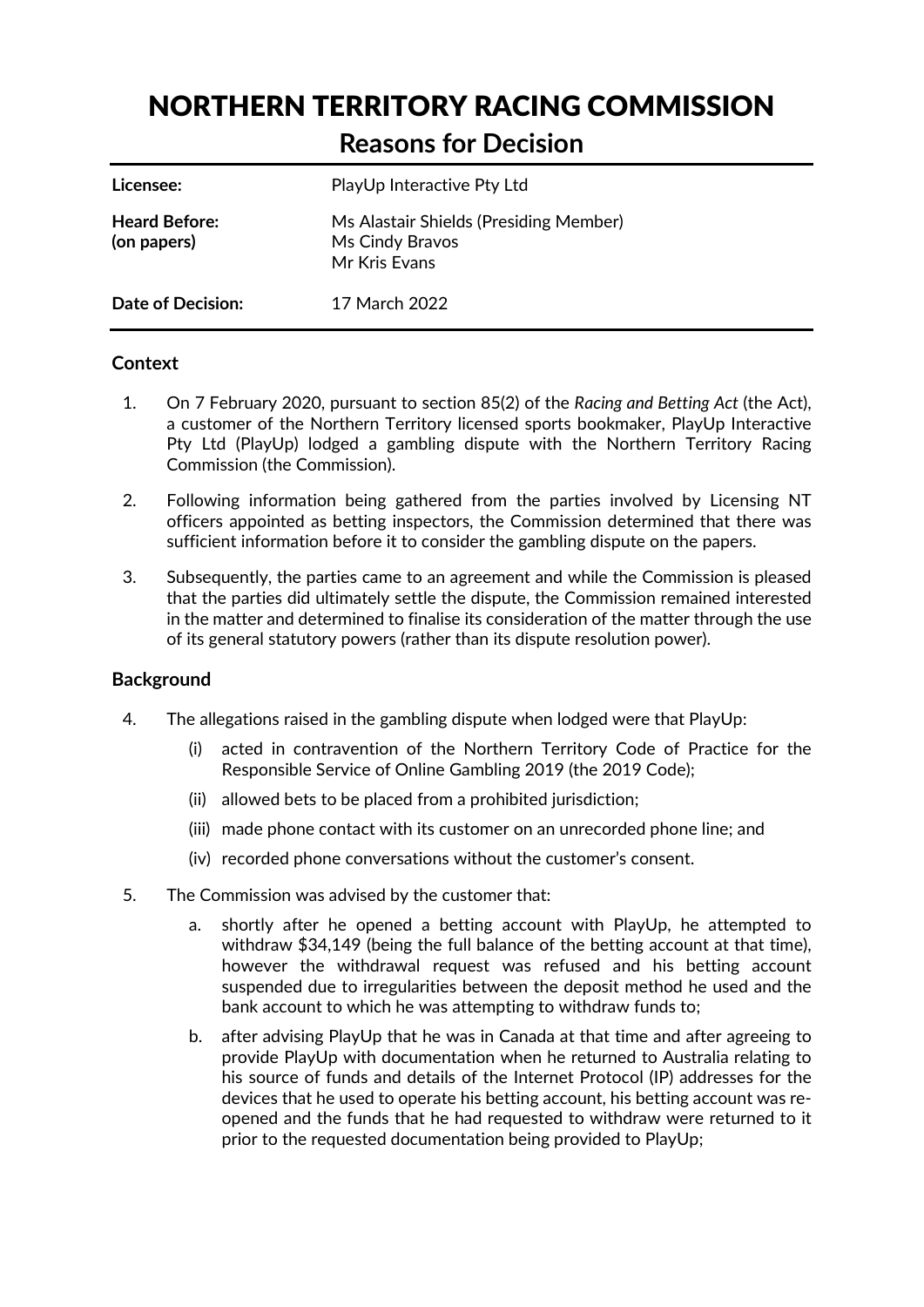# NORTHERN TERRITORY RACING COMMISSION

## Reasons for Decision

| | |
|---|---|
| **Licensee:** | PlayUp Interactive Pty Ltd |
| **Heard Before: (on papers)** | Ms Alastair Shields (Presiding Member)<br>Ms Cindy Bravos<br>Mr Kris Evans |
| **Date of Decision:** | 17 March 2022 |

### Context

1. On 7 February 2020, pursuant to section 85(2) of the *Racing and Betting Act* (the Act), a customer of the Northern Territory licensed sports bookmaker, PlayUp Interactive Pty Ltd (PlayUp) lodged a gambling dispute with the Northern Territory Racing Commission (the Commission).

2. Following information being gathered from the parties involved by Licensing NT officers appointed as betting inspectors, the Commission determined that there was sufficient information before it to consider the gambling dispute on the papers.

3. Subsequently, the parties came to an agreement and while the Commission is pleased that the parties did ultimately settle the dispute, the Commission remained interested in the matter and determined to finalise its consideration of the matter through the use of its general statutory powers (rather than its dispute resolution power).

### Background

4. The allegations raised in the gambling dispute when lodged were that PlayUp:

    (i) acted in contravention of the Northern Territory Code of Practice for the Responsible Service of Online Gambling 2019 (the 2019 Code);

    (ii) allowed bets to be placed from a prohibited jurisdiction;

    (iii) made phone contact with its customer on an unrecorded phone line; and

    (iv) recorded phone conversations without the customer's consent.

5. The Commission was advised by the customer that:

    a. shortly after he opened a betting account with PlayUp, he attempted to withdraw $34,149 (being the full balance of the betting account at that time), however the withdrawal request was refused and his betting account suspended due to irregularities between the deposit method he used and the bank account to which he was attempting to withdraw funds to;

    b. after advising PlayUp that he was in Canada at that time and after agreeing to provide PlayUp with documentation when he returned to Australia relating to his source of funds and details of the Internet Protocol (IP) addresses for the devices that he used to operate his betting account, his betting account was re-opened and the funds that he had requested to withdraw were returned to it prior to the requested documentation being provided to PlayUp;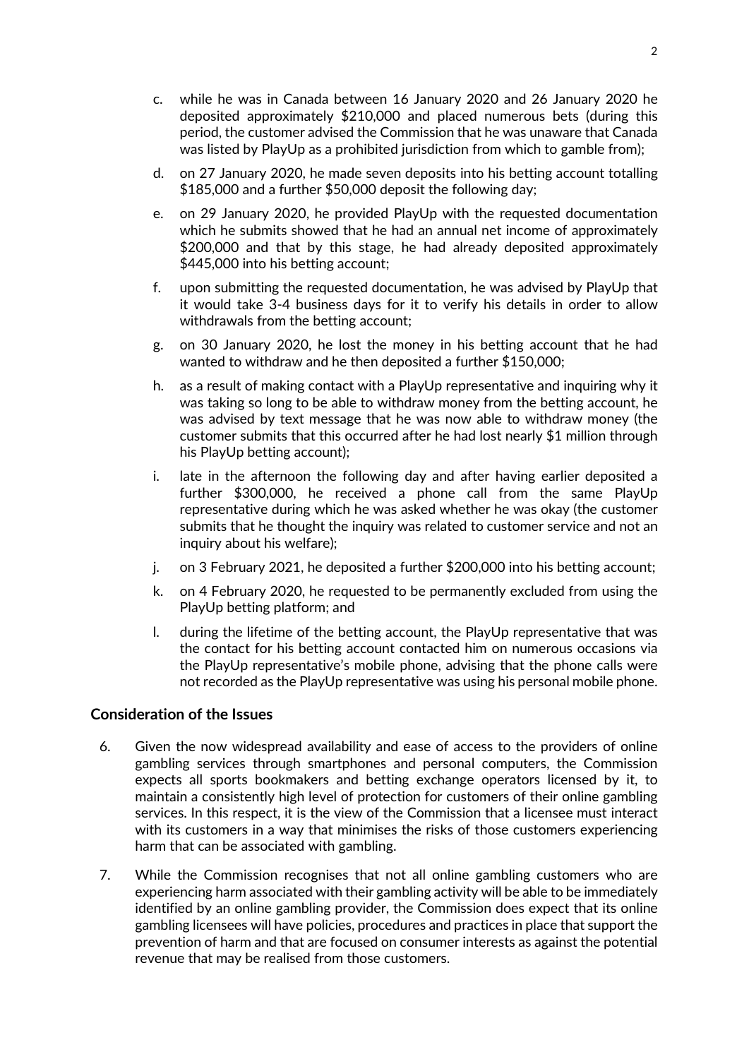c. while he was in Canada between 16 January 2020 and 26 January 2020 he deposited approximately $210,000 and placed numerous bets (during this period, the customer advised the Commission that he was unaware that Canada was listed by PlayUp as a prohibited jurisdiction from which to gamble from);

d. on 27 January 2020, he made seven deposits into his betting account totalling $185,000 and a further $50,000 deposit the following day;

e. on 29 January 2020, he provided PlayUp with the requested documentation which he submits showed that he had an annual net income of approximately $200,000 and that by this stage, he had already deposited approximately $445,000 into his betting account;

f. upon submitting the requested documentation, he was advised by PlayUp that it would take 3-4 business days for it to verify his details in order to allow withdrawals from the betting account;

g. on 30 January 2020, he lost the money in his betting account that he had wanted to withdraw and he then deposited a further $150,000;

h. as a result of making contact with a PlayUp representative and inquiring why it was taking so long to be able to withdraw money from the betting account, he was advised by text message that he was now able to withdraw money (the customer submits that this occurred after he had lost nearly $1 million through his PlayUp betting account);

i. late in the afternoon the following day and after having earlier deposited a further $300,000, he received a phone call from the same PlayUp representative during which he was asked whether he was okay (the customer submits that he thought the inquiry was related to customer service and not an inquiry about his welfare);

j. on 3 February 2021, he deposited a further $200,000 into his betting account;

k. on 4 February 2020, he requested to be permanently excluded from using the PlayUp betting platform; and

l. during the lifetime of the betting account, the PlayUp representative that was the contact for his betting account contacted him on numerous occasions via the PlayUp representative's mobile phone, advising that the phone calls were not recorded as the PlayUp representative was using his personal mobile phone.

## Consideration of the Issues

6. Given the now widespread availability and ease of access to the providers of online gambling services through smartphones and personal computers, the Commission expects all sports bookmakers and betting exchange operators licensed by it, to maintain a consistently high level of protection for customers of their online gambling services. In this respect, it is the view of the Commission that a licensee must interact with its customers in a way that minimises the risks of those customers experiencing harm that can be associated with gambling.

7. While the Commission recognises that not all online gambling customers who are experiencing harm associated with their gambling activity will be able to be immediately identified by an online gambling provider, the Commission does expect that its online gambling licensees will have policies, procedures and practices in place that support the prevention of harm and that are focused on consumer interests as against the potential revenue that may be realised from those customers.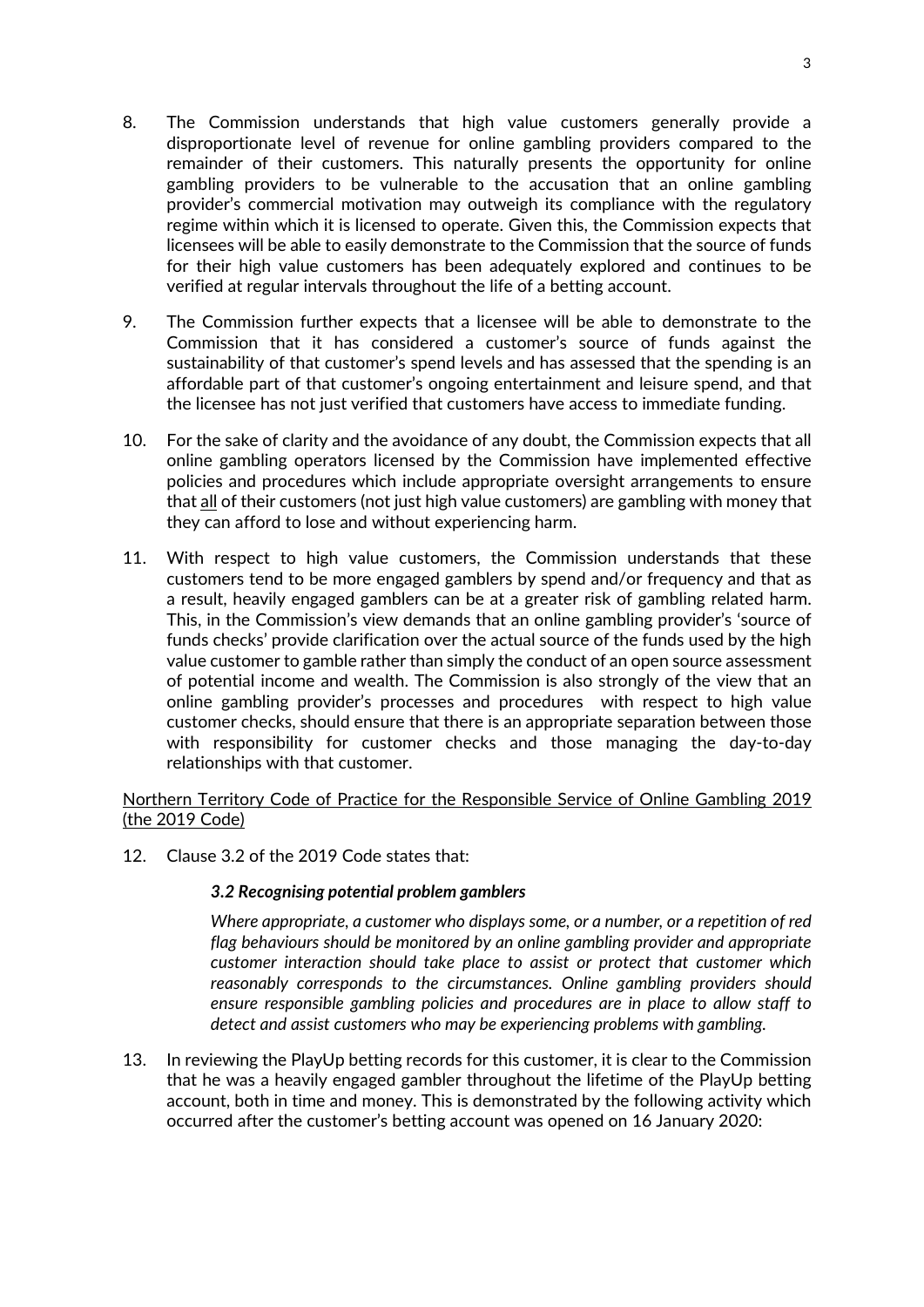8. The Commission understands that high value customers generally provide a disproportionate level of revenue for online gambling providers compared to the remainder of their customers. This naturally presents the opportunity for online gambling providers to be vulnerable to the accusation that an online gambling provider's commercial motivation may outweigh its compliance with the regulatory regime within which it is licensed to operate. Given this, the Commission expects that licensees will be able to easily demonstrate to the Commission that the source of funds for their high value customers has been adequately explored and continues to be verified at regular intervals throughout the life of a betting account.

9. The Commission further expects that a licensee will be able to demonstrate to the Commission that it has considered a customer's source of funds against the sustainability of that customer's spend levels and has assessed that the spending is an affordable part of that customer's ongoing entertainment and leisure spend, and that the licensee has not just verified that customers have access to immediate funding.

10. For the sake of clarity and the avoidance of any doubt, the Commission expects that all online gambling operators licensed by the Commission have implemented effective policies and procedures which include appropriate oversight arrangements to ensure that <u>all</u> of their customers (not just high value customers) are gambling with money that they can afford to lose and without experiencing harm.

11. With respect to high value customers, the Commission understands that these customers tend to be more engaged gamblers by spend and/or frequency and that as a result, heavily engaged gamblers can be at a greater risk of gambling related harm. This, in the Commission's view demands that an online gambling provider's 'source of funds checks' provide clarification over the actual source of the funds used by the high value customer to gamble rather than simply the conduct of an open source assessment of potential income and wealth. The Commission is also strongly of the view that an online gambling provider's processes and procedures with respect to high value customer checks, should ensure that there is an appropriate separation between those with responsibility for customer checks and those managing the day-to-day relationships with that customer.

<u>Northern Territory Code of Practice for the Responsible Service of Online Gambling 2019 (the 2019 Code)</u>

12. Clause 3.2 of the 2019 Code states that:

> ***3.2 Recognising potential problem gamblers***
>
> *Where appropriate, a customer who displays some, or a number, or a repetition of red flag behaviours should be monitored by an online gambling provider and appropriate customer interaction should take place to assist or protect that customer which reasonably corresponds to the circumstances. Online gambling providers should ensure responsible gambling policies and procedures are in place to allow staff to detect and assist customers who may be experiencing problems with gambling.*

13. In reviewing the PlayUp betting records for this customer, it is clear to the Commission that he was a heavily engaged gambler throughout the lifetime of the PlayUp betting account, both in time and money. This is demonstrated by the following activity which occurred after the customer's betting account was opened on 16 January 2020: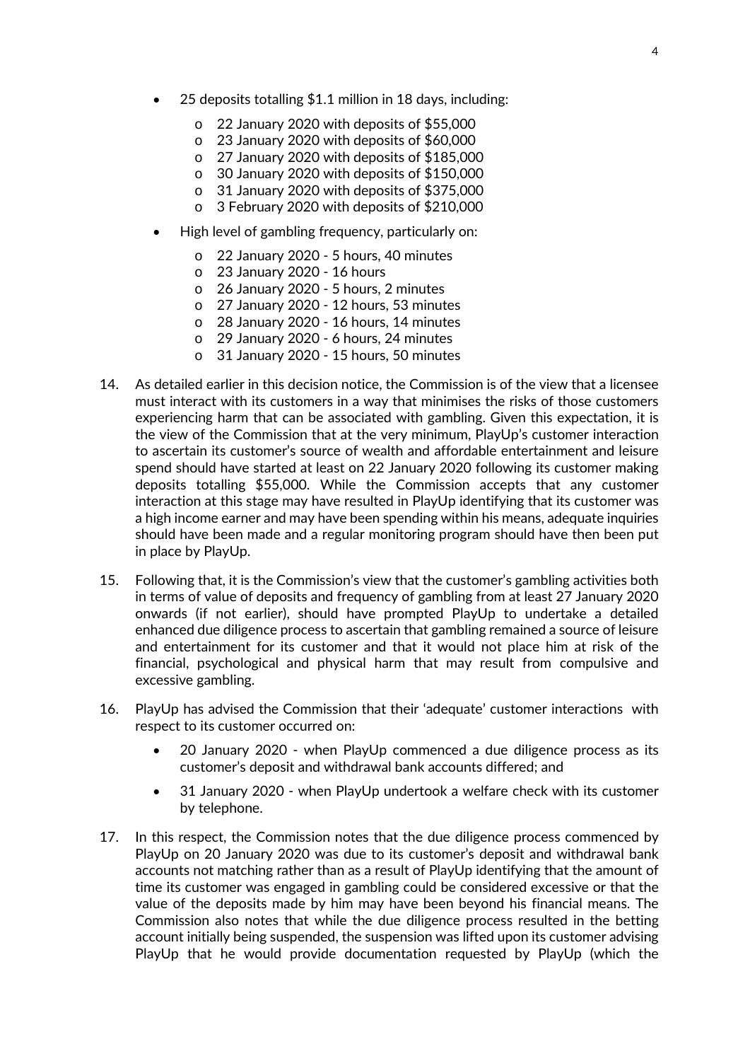- 25 deposits totalling $1.1 million in 18 days, including:
    - 22 January 2020 with deposits of $55,000
    - 23 January 2020 with deposits of $60,000
    - 27 January 2020 with deposits of $185,000
    - 30 January 2020 with deposits of $150,000
    - 31 January 2020 with deposits of $375,000
    - 3 February 2020 with deposits of $210,000
- High level of gambling frequency, particularly on:
    - 22 January 2020 - 5 hours, 40 minutes
    - 23 January 2020 - 16 hours
    - 26 January 2020 - 5 hours, 2 minutes
    - 27 January 2020 - 12 hours, 53 minutes
    - 28 January 2020 - 16 hours, 14 minutes
    - 29 January 2020 - 6 hours, 24 minutes
    - 31 January 2020 - 15 hours, 50 minutes

14. As detailed earlier in this decision notice, the Commission is of the view that a licensee must interact with its customers in a way that minimises the risks of those customers experiencing harm that can be associated with gambling. Given this expectation, it is the view of the Commission that at the very minimum, PlayUp's customer interaction to ascertain its customer's source of wealth and affordable entertainment and leisure spend should have started at least on 22 January 2020 following its customer making deposits totalling $55,000. While the Commission accepts that any customer interaction at this stage may have resulted in PlayUp identifying that its customer was a high income earner and may have been spending within his means, adequate inquiries should have been made and a regular monitoring program should have then been put in place by PlayUp.

15. Following that, it is the Commission's view that the customer's gambling activities both in terms of value of deposits and frequency of gambling from at least 27 January 2020 onwards (if not earlier), should have prompted PlayUp to undertake a detailed enhanced due diligence process to ascertain that gambling remained a source of leisure and entertainment for its customer and that it would not place him at risk of the financial, psychological and physical harm that may result from compulsive and excessive gambling.

16. PlayUp has advised the Commission that their 'adequate' customer interactions with respect to its customer occurred on:
    - 20 January 2020 - when PlayUp commenced a due diligence process as its customer's deposit and withdrawal bank accounts differed; and
    - 31 January 2020 - when PlayUp undertook a welfare check with its customer by telephone.

17. In this respect, the Commission notes that the due diligence process commenced by PlayUp on 20 January 2020 was due to its customer's deposit and withdrawal bank accounts not matching rather than as a result of PlayUp identifying that the amount of time its customer was engaged in gambling could be considered excessive or that the value of the deposits made by him may have been beyond his financial means. The Commission also notes that while the due diligence process resulted in the betting account initially being suspended, the suspension was lifted upon its customer advising PlayUp that he would provide documentation requested by PlayUp (which the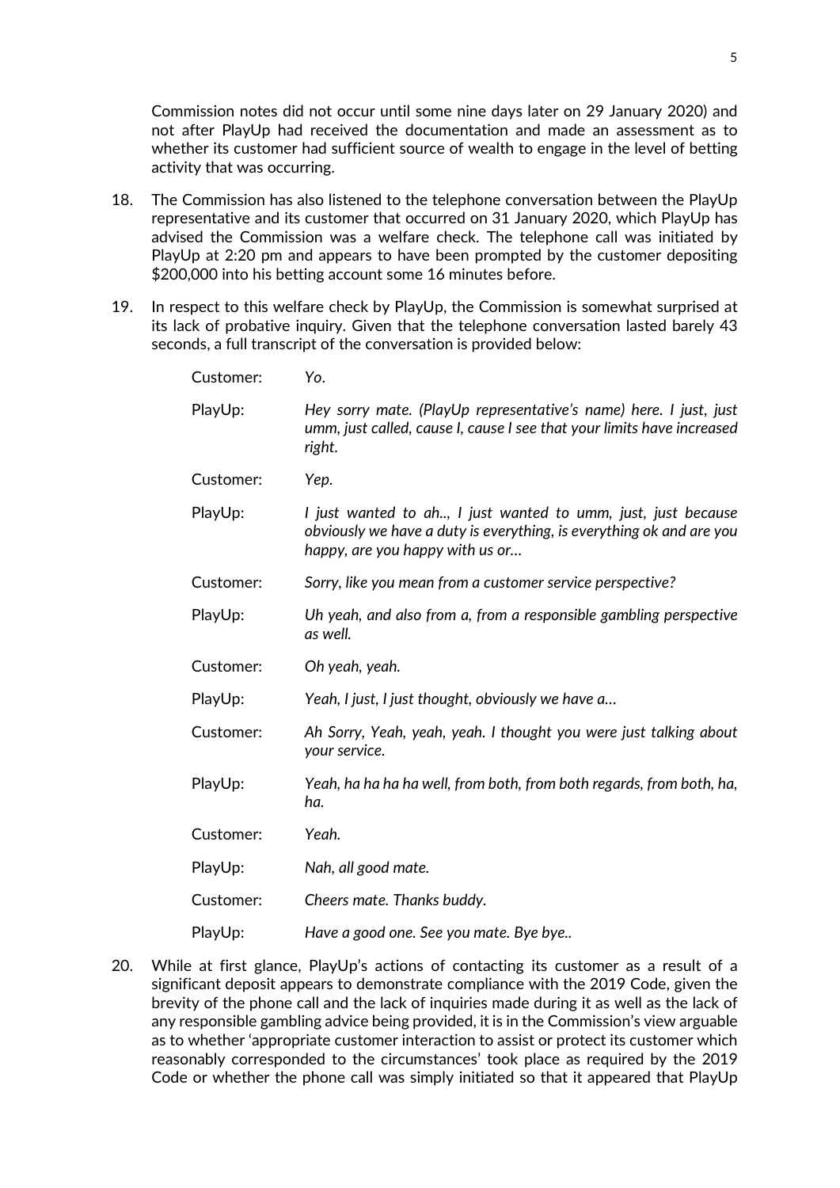Commission notes did not occur until some nine days later on 29 January 2020) and not after PlayUp had received the documentation and made an assessment as to whether its customer had sufficient source of wealth to engage in the level of betting activity that was occurring.

18. The Commission has also listened to the telephone conversation between the PlayUp representative and its customer that occurred on 31 January 2020, which PlayUp has advised the Commission was a welfare check. The telephone call was initiated by PlayUp at 2:20 pm and appears to have been prompted by the customer depositing $200,000 into his betting account some 16 minutes before.

19. In respect to this welfare check by PlayUp, the Commission is somewhat surprised at its lack of probative inquiry. Given that the telephone conversation lasted barely 43 seconds, a full transcript of the conversation is provided below:

| | |
|---|---|
| Customer: | *Yo.* |
| PlayUp: | *Hey sorry mate. (PlayUp representative's name) here. I just, just umm, just called, cause I, cause I see that your limits have increased right.* |
| Customer: | *Yep.* |
| PlayUp: | *I just wanted to ah.., I just wanted to umm, just, just because obviously we have a duty is everything, is everything ok and are you happy, are you happy with us or…* |
| Customer: | *Sorry, like you mean from a customer service perspective?* |
| PlayUp: | *Uh yeah, and also from a, from a responsible gambling perspective as well.* |
| Customer: | *Oh yeah, yeah.* |
| PlayUp: | *Yeah, I just, I just thought, obviously we have a…* |
| Customer: | *Ah Sorry, Yeah, yeah, yeah. I thought you were just talking about your service.* |
| PlayUp: | *Yeah, ha ha ha ha well, from both, from both regards, from both, ha, ha.* |
| Customer: | *Yeah.* |
| PlayUp: | *Nah, all good mate.* |
| Customer: | *Cheers mate. Thanks buddy.* |
| PlayUp: | *Have a good one. See you mate. Bye bye..* |

20. While at first glance, PlayUp's actions of contacting its customer as a result of a significant deposit appears to demonstrate compliance with the 2019 Code, given the brevity of the phone call and the lack of inquiries made during it as well as the lack of any responsible gambling advice being provided, it is in the Commission's view arguable as to whether 'appropriate customer interaction to assist or protect its customer which reasonably corresponded to the circumstances' took place as required by the 2019 Code or whether the phone call was simply initiated so that it appeared that PlayUp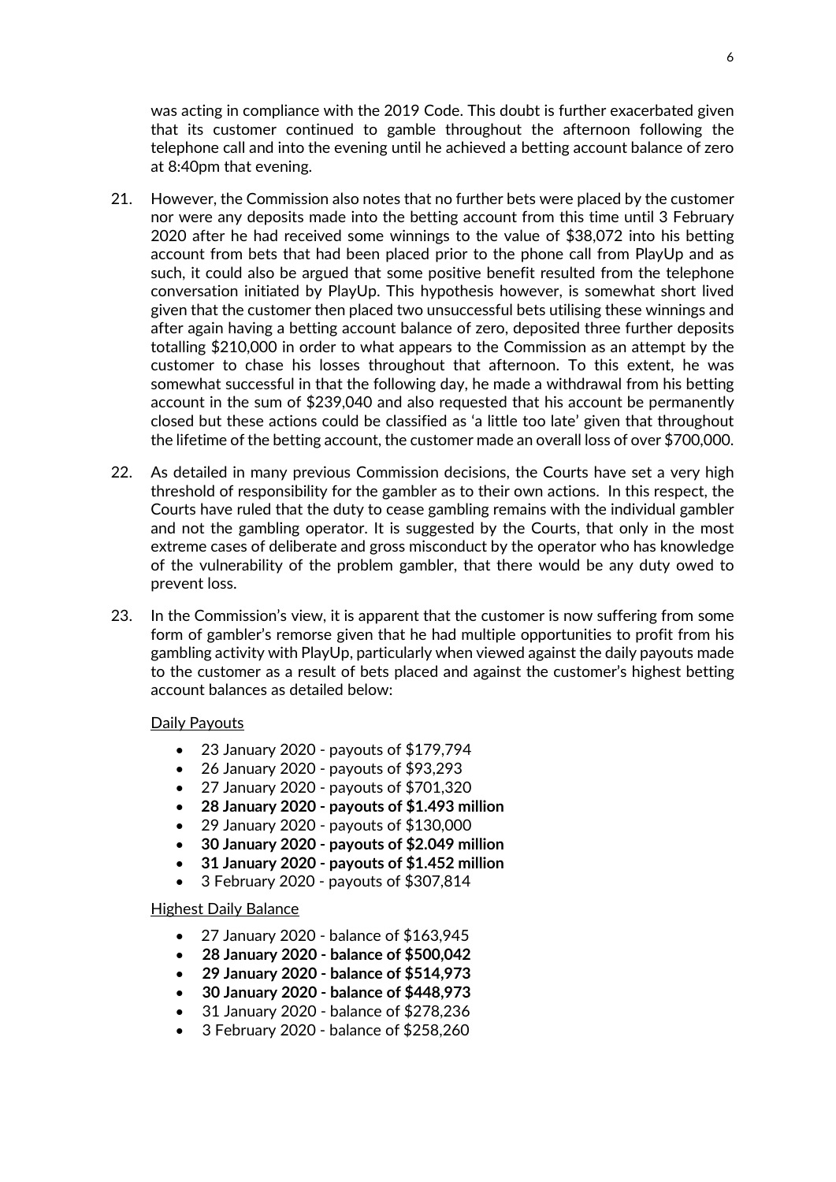was acting in compliance with the 2019 Code. This doubt is further exacerbated given that its customer continued to gamble throughout the afternoon following the telephone call and into the evening until he achieved a betting account balance of zero at 8:40pm that evening.

21. However, the Commission also notes that no further bets were placed by the customer nor were any deposits made into the betting account from this time until 3 February 2020 after he had received some winnings to the value of $38,072 into his betting account from bets that had been placed prior to the phone call from PlayUp and as such, it could also be argued that some positive benefit resulted from the telephone conversation initiated by PlayUp. This hypothesis however, is somewhat short lived given that the customer then placed two unsuccessful bets utilising these winnings and after again having a betting account balance of zero, deposited three further deposits totalling $210,000 in order to what appears to the Commission as an attempt by the customer to chase his losses throughout that afternoon. To this extent, he was somewhat successful in that the following day, he made a withdrawal from his betting account in the sum of $239,040 and also requested that his account be permanently closed but these actions could be classified as 'a little too late' given that throughout the lifetime of the betting account, the customer made an overall loss of over $700,000.

22. As detailed in many previous Commission decisions, the Courts have set a very high threshold of responsibility for the gambler as to their own actions. In this respect, the Courts have ruled that the duty to cease gambling remains with the individual gambler and not the gambling operator. It is suggested by the Courts, that only in the most extreme cases of deliberate and gross misconduct by the operator who has knowledge of the vulnerability of the problem gambler, that there would be any duty owed to prevent loss.

23. In the Commission's view, it is apparent that the customer is now suffering from some form of gambler's remorse given that he had multiple opportunities to profit from his gambling activity with PlayUp, particularly when viewed against the daily payouts made to the customer as a result of bets placed and against the customer's highest betting account balances as detailed below:

<u>Daily Payouts</u>

- 23 January 2020 - payouts of $179,794
- 26 January 2020 - payouts of $93,293
- 27 January 2020 - payouts of $701,320
- **28 January 2020 - payouts of $1.493 million**
- 29 January 2020 - payouts of $130,000
- **30 January 2020 - payouts of $2.049 million**
- **31 January 2020 - payouts of $1.452 million**
- 3 February 2020 - payouts of $307,814

<u>Highest Daily Balance</u>

- 27 January 2020 - balance of $163,945
- **28 January 2020 - balance of $500,042**
- **29 January 2020 - balance of $514,973**
- **30 January 2020 - balance of $448,973**
- 31 January 2020 - balance of $278,236
- 3 February 2020 - balance of $258,260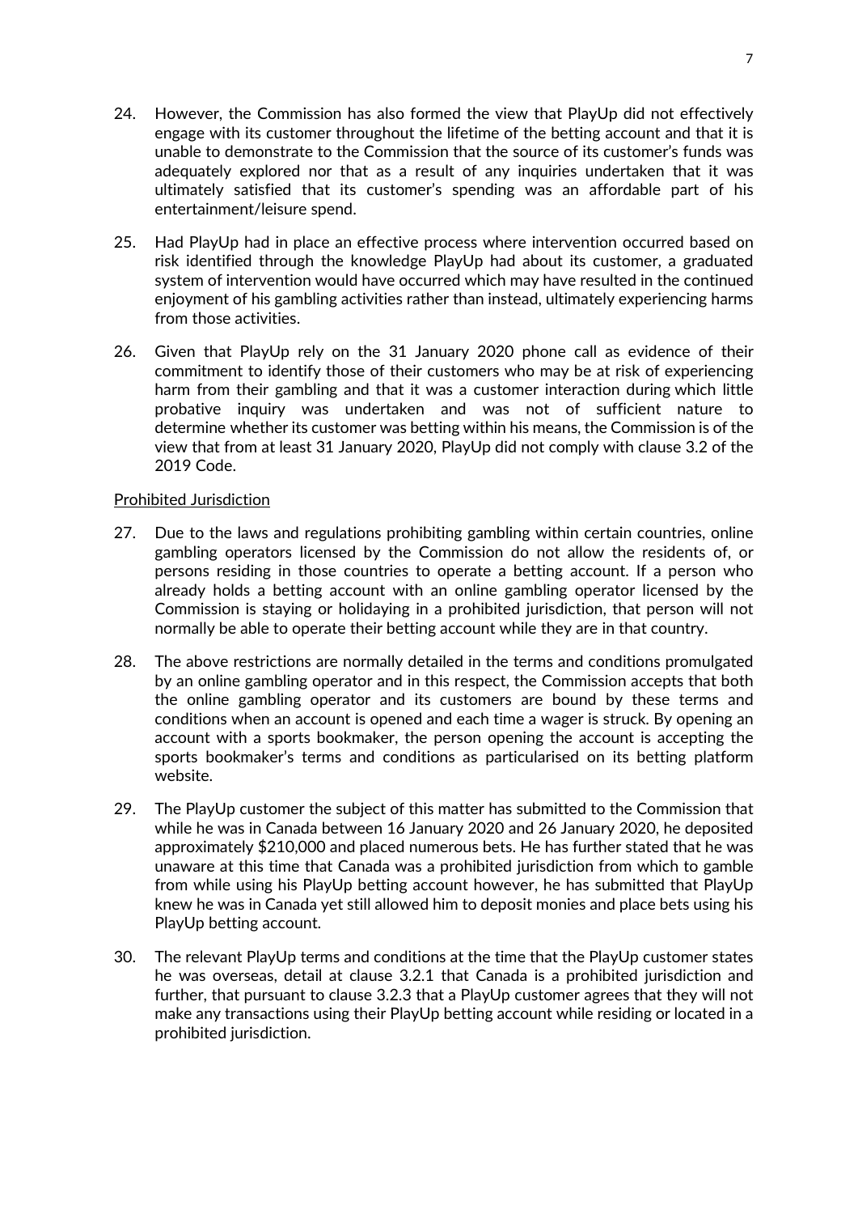24. However, the Commission has also formed the view that PlayUp did not effectively engage with its customer throughout the lifetime of the betting account and that it is unable to demonstrate to the Commission that the source of its customer's funds was adequately explored nor that as a result of any inquiries undertaken that it was ultimately satisfied that its customer's spending was an affordable part of his entertainment/leisure spend.

25. Had PlayUp had in place an effective process where intervention occurred based on risk identified through the knowledge PlayUp had about its customer, a graduated system of intervention would have occurred which may have resulted in the continued enjoyment of his gambling activities rather than instead, ultimately experiencing harms from those activities.

26. Given that PlayUp rely on the 31 January 2020 phone call as evidence of their commitment to identify those of their customers who may be at risk of experiencing harm from their gambling and that it was a customer interaction during which little probative inquiry was undertaken and was not of sufficient nature to determine whether its customer was betting within his means, the Commission is of the view that from at least 31 January 2020, PlayUp did not comply with clause 3.2 of the 2019 Code.

<u>Prohibited Jurisdiction</u>

27. Due to the laws and regulations prohibiting gambling within certain countries, online gambling operators licensed by the Commission do not allow the residents of, or persons residing in those countries to operate a betting account. If a person who already holds a betting account with an online gambling operator licensed by the Commission is staying or holidaying in a prohibited jurisdiction, that person will not normally be able to operate their betting account while they are in that country.

28. The above restrictions are normally detailed in the terms and conditions promulgated by an online gambling operator and in this respect, the Commission accepts that both the online gambling operator and its customers are bound by these terms and conditions when an account is opened and each time a wager is struck. By opening an account with a sports bookmaker, the person opening the account is accepting the sports bookmaker's terms and conditions as particularised on its betting platform website.

29. The PlayUp customer the subject of this matter has submitted to the Commission that while he was in Canada between 16 January 2020 and 26 January 2020, he deposited approximately $210,000 and placed numerous bets. He has further stated that he was unaware at this time that Canada was a prohibited jurisdiction from which to gamble from while using his PlayUp betting account however, he has submitted that PlayUp knew he was in Canada yet still allowed him to deposit monies and place bets using his PlayUp betting account.

30. The relevant PlayUp terms and conditions at the time that the PlayUp customer states he was overseas, detail at clause 3.2.1 that Canada is a prohibited jurisdiction and further, that pursuant to clause 3.2.3 that a PlayUp customer agrees that they will not make any transactions using their PlayUp betting account while residing or located in a prohibited jurisdiction.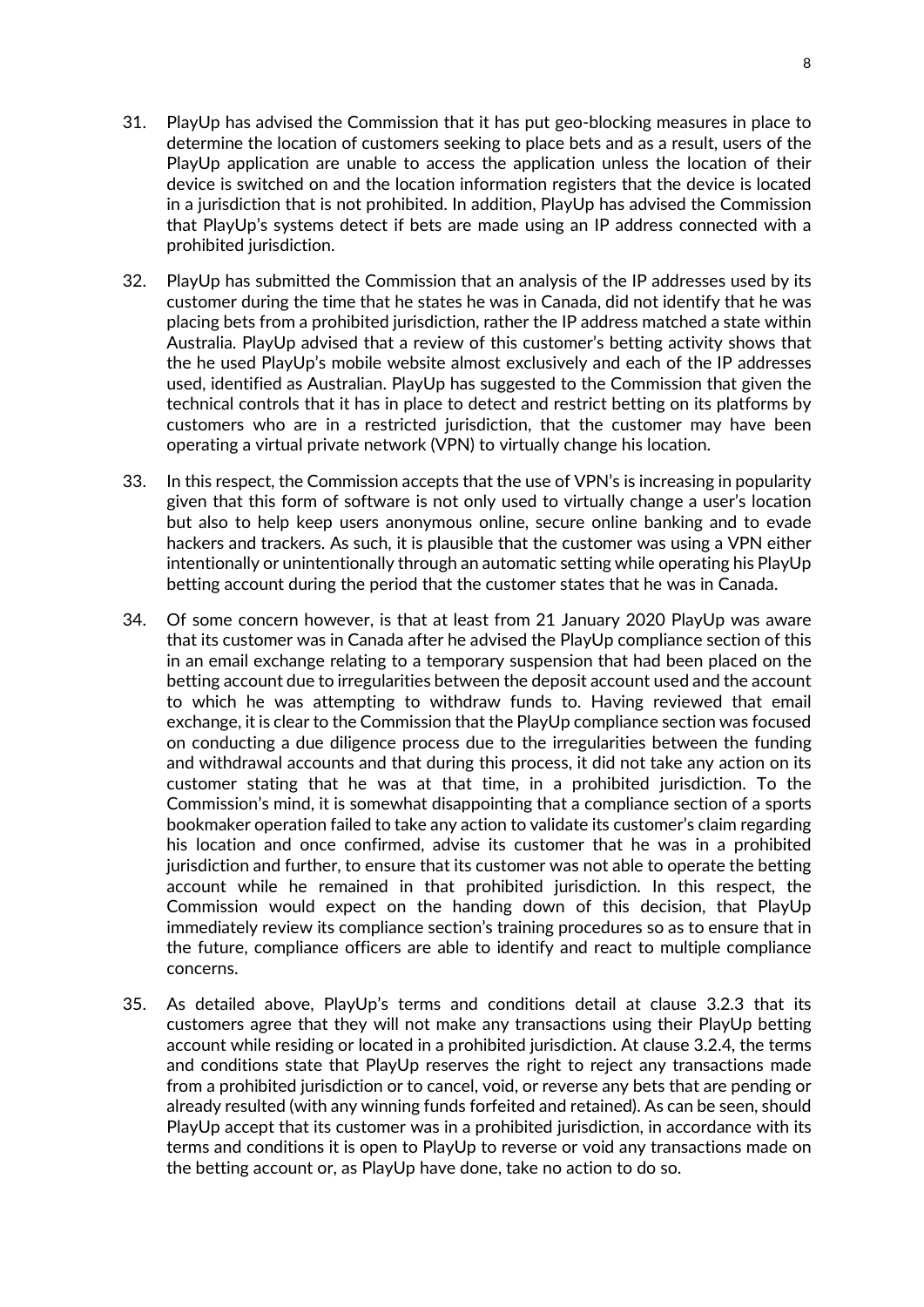31. PlayUp has advised the Commission that it has put geo-blocking measures in place to determine the location of customers seeking to place bets and as a result, users of the PlayUp application are unable to access the application unless the location of their device is switched on and the location information registers that the device is located in a jurisdiction that is not prohibited. In addition, PlayUp has advised the Commission that PlayUp's systems detect if bets are made using an IP address connected with a prohibited jurisdiction.

32. PlayUp has submitted the Commission that an analysis of the IP addresses used by its customer during the time that he states he was in Canada, did not identify that he was placing bets from a prohibited jurisdiction, rather the IP address matched a state within Australia. PlayUp advised that a review of this customer's betting activity shows that the he used PlayUp's mobile website almost exclusively and each of the IP addresses used, identified as Australian. PlayUp has suggested to the Commission that given the technical controls that it has in place to detect and restrict betting on its platforms by customers who are in a restricted jurisdiction, that the customer may have been operating a virtual private network (VPN) to virtually change his location.

33. In this respect, the Commission accepts that the use of VPN's is increasing in popularity given that this form of software is not only used to virtually change a user's location but also to help keep users anonymous online, secure online banking and to evade hackers and trackers. As such, it is plausible that the customer was using a VPN either intentionally or unintentionally through an automatic setting while operating his PlayUp betting account during the period that the customer states that he was in Canada.

34. Of some concern however, is that at least from 21 January 2020 PlayUp was aware that its customer was in Canada after he advised the PlayUp compliance section of this in an email exchange relating to a temporary suspension that had been placed on the betting account due to irregularities between the deposit account used and the account to which he was attempting to withdraw funds to. Having reviewed that email exchange, it is clear to the Commission that the PlayUp compliance section was focused on conducting a due diligence process due to the irregularities between the funding and withdrawal accounts and that during this process, it did not take any action on its customer stating that he was at that time, in a prohibited jurisdiction. To the Commission's mind, it is somewhat disappointing that a compliance section of a sports bookmaker operation failed to take any action to validate its customer's claim regarding his location and once confirmed, advise its customer that he was in a prohibited jurisdiction and further, to ensure that its customer was not able to operate the betting account while he remained in that prohibited jurisdiction. In this respect, the Commission would expect on the handing down of this decision, that PlayUp immediately review its compliance section's training procedures so as to ensure that in the future, compliance officers are able to identify and react to multiple compliance concerns.

35. As detailed above, PlayUp's terms and conditions detail at clause 3.2.3 that its customers agree that they will not make any transactions using their PlayUp betting account while residing or located in a prohibited jurisdiction. At clause 3.2.4, the terms and conditions state that PlayUp reserves the right to reject any transactions made from a prohibited jurisdiction or to cancel, void, or reverse any bets that are pending or already resulted (with any winning funds forfeited and retained). As can be seen, should PlayUp accept that its customer was in a prohibited jurisdiction, in accordance with its terms and conditions it is open to PlayUp to reverse or void any transactions made on the betting account or, as PlayUp have done, take no action to do so.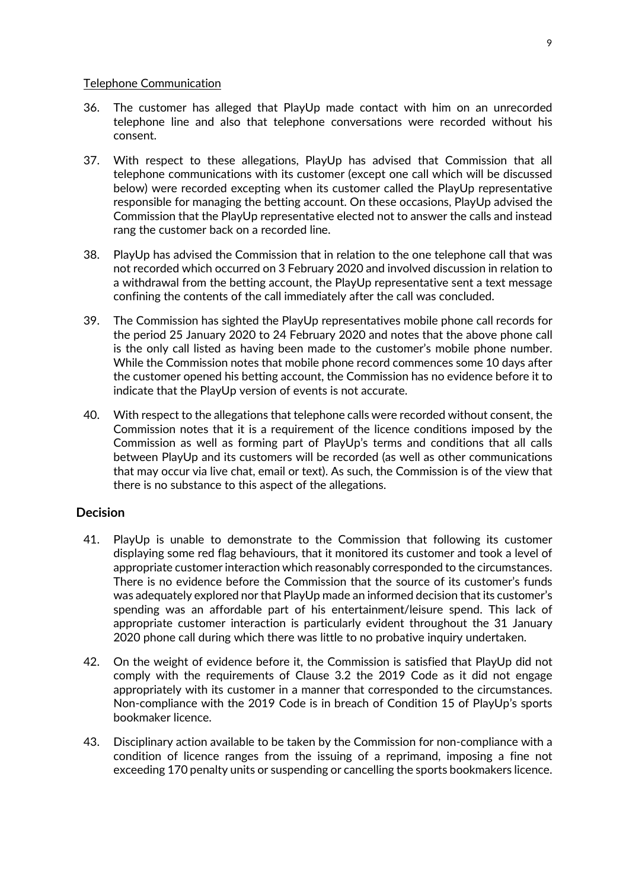Telephone Communication

36. The customer has alleged that PlayUp made contact with him on an unrecorded telephone line and also that telephone conversations were recorded without his consent.

37. With respect to these allegations, PlayUp has advised that Commission that all telephone communications with its customer (except one call which will be discussed below) were recorded excepting when its customer called the PlayUp representative responsible for managing the betting account. On these occasions, PlayUp advised the Commission that the PlayUp representative elected not to answer the calls and instead rang the customer back on a recorded line.

38. PlayUp has advised the Commission that in relation to the one telephone call that was not recorded which occurred on 3 February 2020 and involved discussion in relation to a withdrawal from the betting account, the PlayUp representative sent a text message confining the contents of the call immediately after the call was concluded.

39. The Commission has sighted the PlayUp representatives mobile phone call records for the period 25 January 2020 to 24 February 2020 and notes that the above phone call is the only call listed as having been made to the customer's mobile phone number. While the Commission notes that mobile phone record commences some 10 days after the customer opened his betting account, the Commission has no evidence before it to indicate that the PlayUp version of events is not accurate.

40. With respect to the allegations that telephone calls were recorded without consent, the Commission notes that it is a requirement of the licence conditions imposed by the Commission as well as forming part of PlayUp's terms and conditions that all calls between PlayUp and its customers will be recorded (as well as other communications that may occur via live chat, email or text). As such, the Commission is of the view that there is no substance to this aspect of the allegations.

## Decision

41. PlayUp is unable to demonstrate to the Commission that following its customer displaying some red flag behaviours, that it monitored its customer and took a level of appropriate customer interaction which reasonably corresponded to the circumstances. There is no evidence before the Commission that the source of its customer's funds was adequately explored nor that PlayUp made an informed decision that its customer's spending was an affordable part of his entertainment/leisure spend. This lack of appropriate customer interaction is particularly evident throughout the 31 January 2020 phone call during which there was little to no probative inquiry undertaken.

42. On the weight of evidence before it, the Commission is satisfied that PlayUp did not comply with the requirements of Clause 3.2 the 2019 Code as it did not engage appropriately with its customer in a manner that corresponded to the circumstances. Non-compliance with the 2019 Code is in breach of Condition 15 of PlayUp's sports bookmaker licence.

43. Disciplinary action available to be taken by the Commission for non-compliance with a condition of licence ranges from the issuing of a reprimand, imposing a fine not exceeding 170 penalty units or suspending or cancelling the sports bookmakers licence.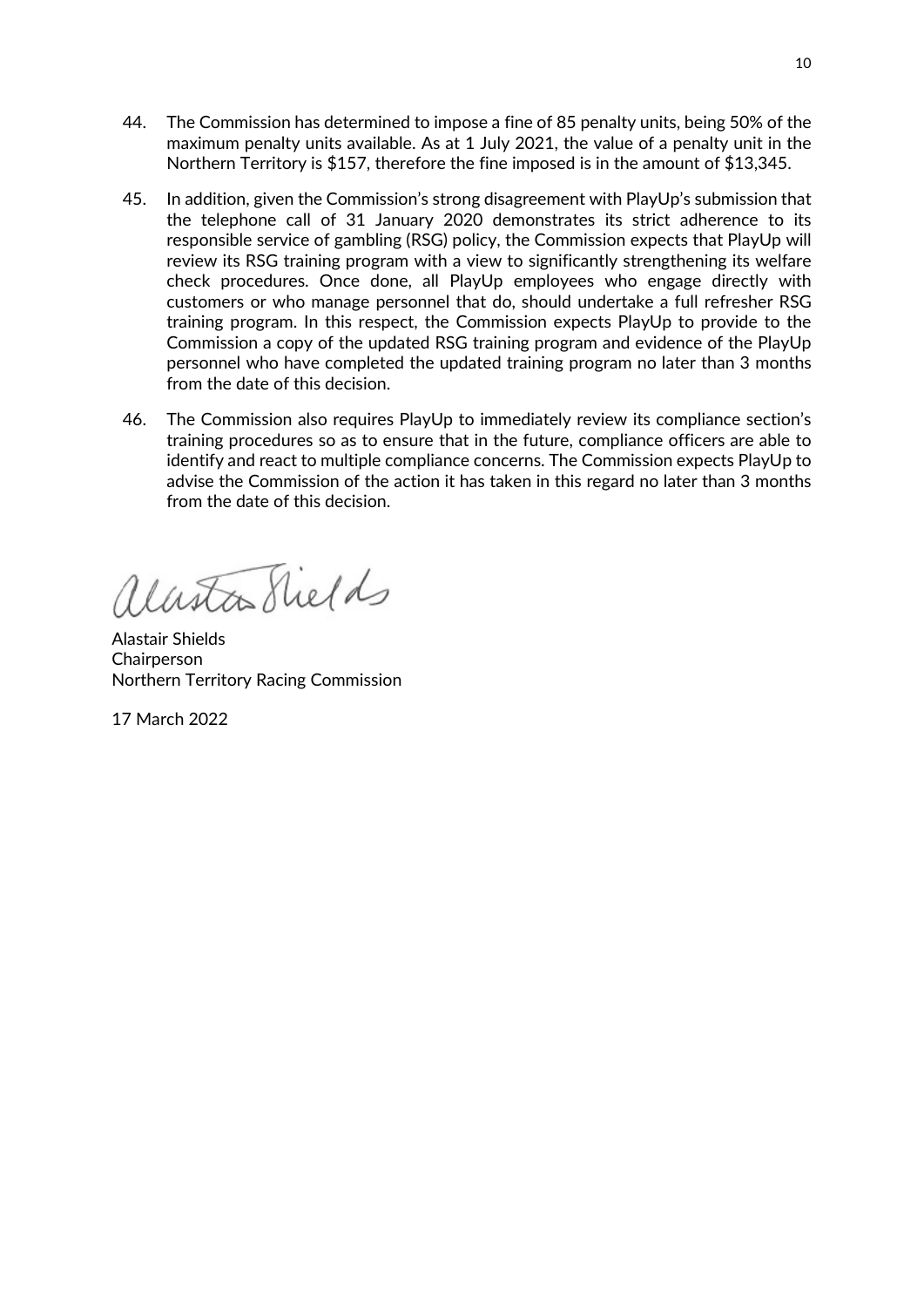44. The Commission has determined to impose a fine of 85 penalty units, being 50% of the maximum penalty units available. As at 1 July 2021, the value of a penalty unit in the Northern Territory is $157, therefore the fine imposed is in the amount of $13,345.

45. In addition, given the Commission's strong disagreement with PlayUp's submission that the telephone call of 31 January 2020 demonstrates its strict adherence to its responsible service of gambling (RSG) policy, the Commission expects that PlayUp will review its RSG training program with a view to significantly strengthening its welfare check procedures. Once done, all PlayUp employees who engage directly with customers or who manage personnel that do, should undertake a full refresher RSG training program. In this respect, the Commission expects PlayUp to provide to the Commission a copy of the updated RSG training program and evidence of the PlayUp personnel who have completed the updated training program no later than 3 months from the date of this decision.

46. The Commission also requires PlayUp to immediately review its compliance section's training procedures so as to ensure that in the future, compliance officers are able to identify and react to multiple compliance concerns. The Commission expects PlayUp to advise the Commission of the action it has taken in this regard no later than 3 months from the date of this decision.

Alastair Shields
Chairperson
Northern Territory Racing Commission

17 March 2022